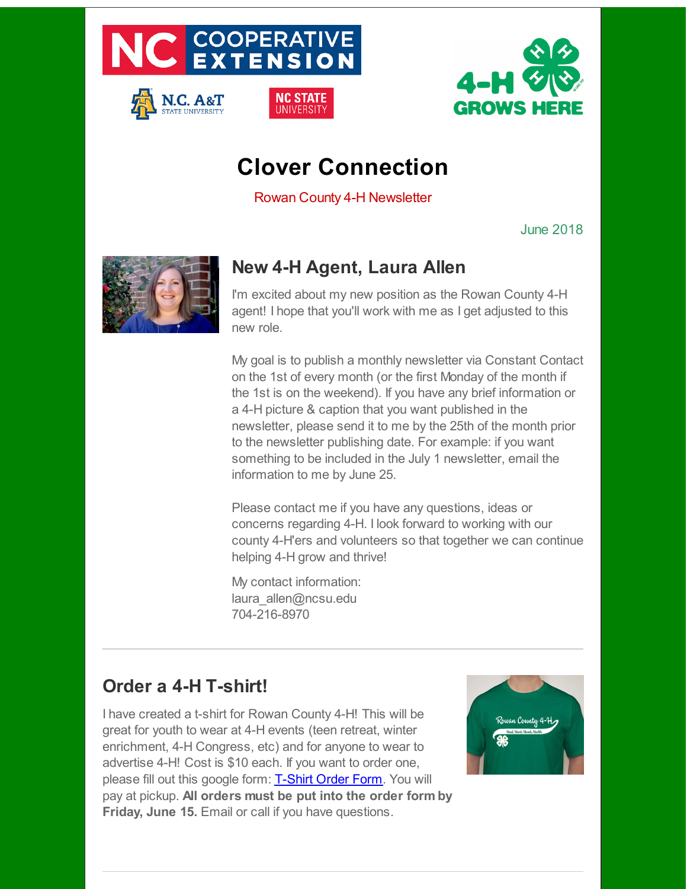# Clover Connection

Rowan County 4-H Newsletter

June 2018

## New 4-H Agent, Laura Allen

I'm excited about my new position as the Rowan County 4-H agent! I hope that you'll work with me as I get adjusted to this new role.

My goal is to publish a monthly newsletter via Constant Contact on the 1st of every month (or the first Monday of the month if the 1st is on the weekend). If you have any brief information or a 4-H picture & caption that you want published in the newsletter, please send it to me by the 25th of the month prior to the newsletter publishing date. For example: if you want something to be included in the July 1 newsletter, email the information to me by June 25.

Please contact me if you have any questions, ideas or concerns regarding 4-H. I look forward to working with our county 4-H'ers and volunteers so that together we can continue helping 4-H grow and thrive!

My contact information:
laura_allen@ncsu.edu
704-216-8970

---

## Order a 4-H T-shirt!

I have created a t-shirt for Rowan County 4-H! This will be great for youth to wear at 4-H events (teen retreat, winter enrichment, 4-H Congress, etc) and for anyone to wear to advertise 4-H! Cost is $10 each. If you want to order one, please fill out this google form: T-Shirt Order Form. You will pay at pickup. **All orders must be put into the order form by Friday, June 15.** Email or call if you have questions.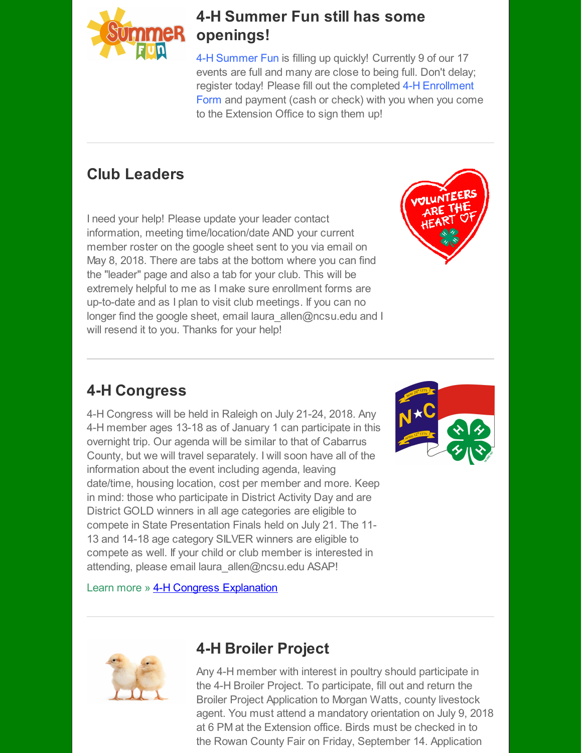## 4-H Summer Fun still has some openings!

4-H Summer Fun is filling up quickly! Currently 9 of our 17 events are full and many are close to being full. Don't delay; register today! Please fill out the completed 4-H Enrollment Form and payment (cash or check) with you when you come to the Extension Office to sign them up!

---

## Club Leaders

I need your help! Please update your leader contact information, meeting time/location/date AND your current member roster on the google sheet sent to you via email on May 8, 2018. There are tabs at the bottom where you can find the "leader" page and also a tab for your club. This will be extremely helpful to me as I make sure enrollment forms are up-to-date and as I plan to visit club meetings. If you can no longer find the google sheet, email laura_allen@ncsu.edu and I will resend it to you. Thanks for your help!

---

## 4-H Congress

4-H Congress will be held in Raleigh on July 21-24, 2018. Any 4-H member ages 13-18 as of January 1 can participate in this overnight trip. Our agenda will be similar to that of Cabarrus County, but we will travel separately. I will soon have all of the information about the event including agenda, leaving date/time, housing location, cost per member and more. Keep in mind: those who participate in District Activity Day and are District GOLD winners in all age categories are eligible to compete in State Presentation Finals held on July 21. The 11-13 and 14-18 age category SILVER winners are eligible to compete as well. If your child or club member is interested in attending, please email laura_allen@ncsu.edu ASAP!

Learn more » 4-H Congress Explanation

---

## 4-H Broiler Project

Any 4-H member with interest in poultry should participate in the 4-H Broiler Project. To participate, fill out and return the Broiler Project Application to Morgan Watts, county livestock agent. You must attend a mandatory orientation on July 9, 2018 at 6 PM at the Extension office. Birds must be checked in to the Rowan County Fair on Friday, September 14. Application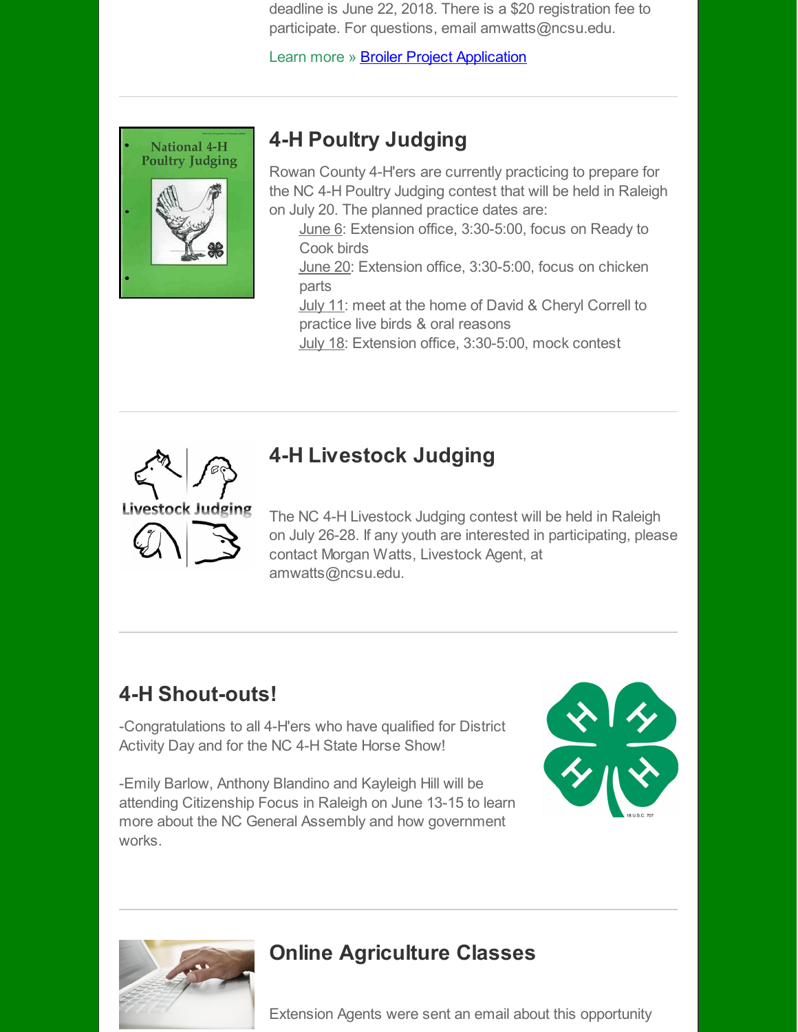deadline is June 22, 2018. There is a $20 registration fee to participate. For questions, email amwatts@ncsu.edu.

Learn more » Broiler Project Application

---

## 4-H Poultry Judging

Rowan County 4-H'ers are currently practicing to prepare for the NC 4-H Poultry Judging contest that will be held in Raleigh on July 20. The planned practice dates are:

- June 6: Extension office, 3:30-5:00, focus on Ready to Cook birds
- June 20: Extension office, 3:30-5:00, focus on chicken parts
- July 11: meet at the home of David & Cheryl Correll to practice live birds & oral reasons
- July 18: Extension office, 3:30-5:00, mock contest

---

## 4-H Livestock Judging

The NC 4-H Livestock Judging contest will be held in Raleigh on July 26-28. If any youth are interested in participating, please contact Morgan Watts, Livestock Agent, at amwatts@ncsu.edu.

---

## 4-H Shout-outs!

-Congratulations to all 4-H'ers who have qualified for District Activity Day and for the NC 4-H State Horse Show!

-Emily Barlow, Anthony Blandino and Kayleigh Hill will be attending Citizenship Focus in Raleigh on June 13-15 to learn more about the NC General Assembly and how government works.

---

## Online Agriculture Classes

Extension Agents were sent an email about this opportunity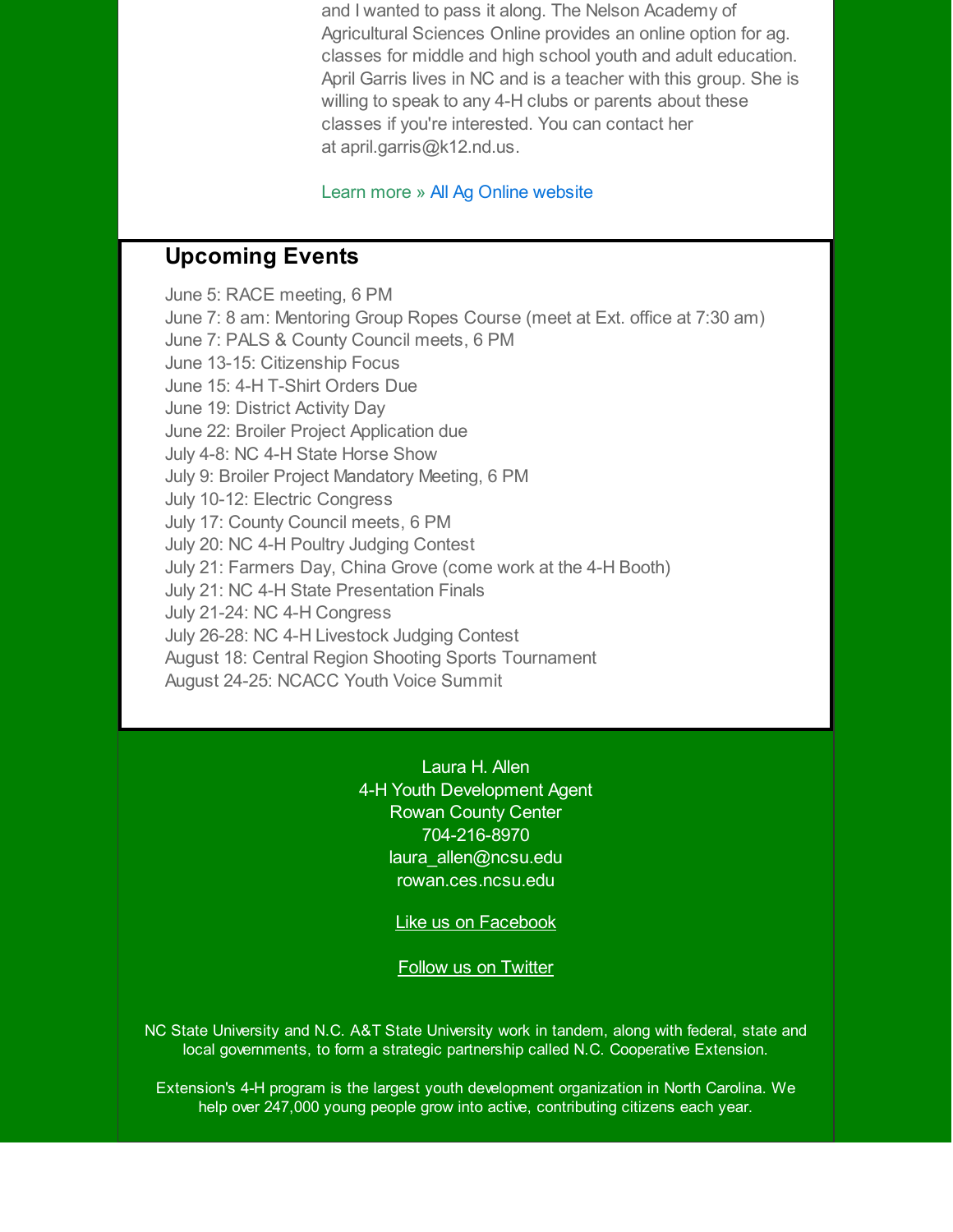and I wanted to pass it along. The Nelson Academy of Agricultural Sciences Online provides an online option for ag. classes for middle and high school youth and adult education. April Garris lives in NC and is a teacher with this group. She is willing to speak to any 4-H clubs or parents about these classes if you're interested. You can contact her at april.garris@k12.nd.us.

Learn more » All Ag Online website

## Upcoming Events

June 5: RACE meeting, 6 PM
June 7: 8 am: Mentoring Group Ropes Course (meet at Ext. office at 7:30 am)
June 7: PALS & County Council meets, 6 PM
June 13-15: Citizenship Focus
June 15: 4-H T-Shirt Orders Due
June 19: District Activity Day
June 22: Broiler Project Application due
July 4-8: NC 4-H State Horse Show
July 9: Broiler Project Mandatory Meeting, 6 PM
July 10-12: Electric Congress
July 17: County Council meets, 6 PM
July 20: NC 4-H Poultry Judging Contest
July 21: Farmers Day, China Grove (come work at the 4-H Booth)
July 21: NC 4-H State Presentation Finals
July 21-24: NC 4-H Congress
July 26-28: NC 4-H Livestock Judging Contest
August 18: Central Region Shooting Sports Tournament
August 24-25: NCACC Youth Voice Summit

Laura H. Allen
4-H Youth Development Agent
Rowan County Center
704-216-8970
laura_allen@ncsu.edu
rowan.ces.ncsu.edu

Like us on Facebook

Follow us on Twitter

NC State University and N.C. A&T State University work in tandem, along with federal, state and local governments, to form a strategic partnership called N.C. Cooperative Extension.

Extension's 4-H program is the largest youth development organization in North Carolina. We help over 247,000 young people grow into active, contributing citizens each year.